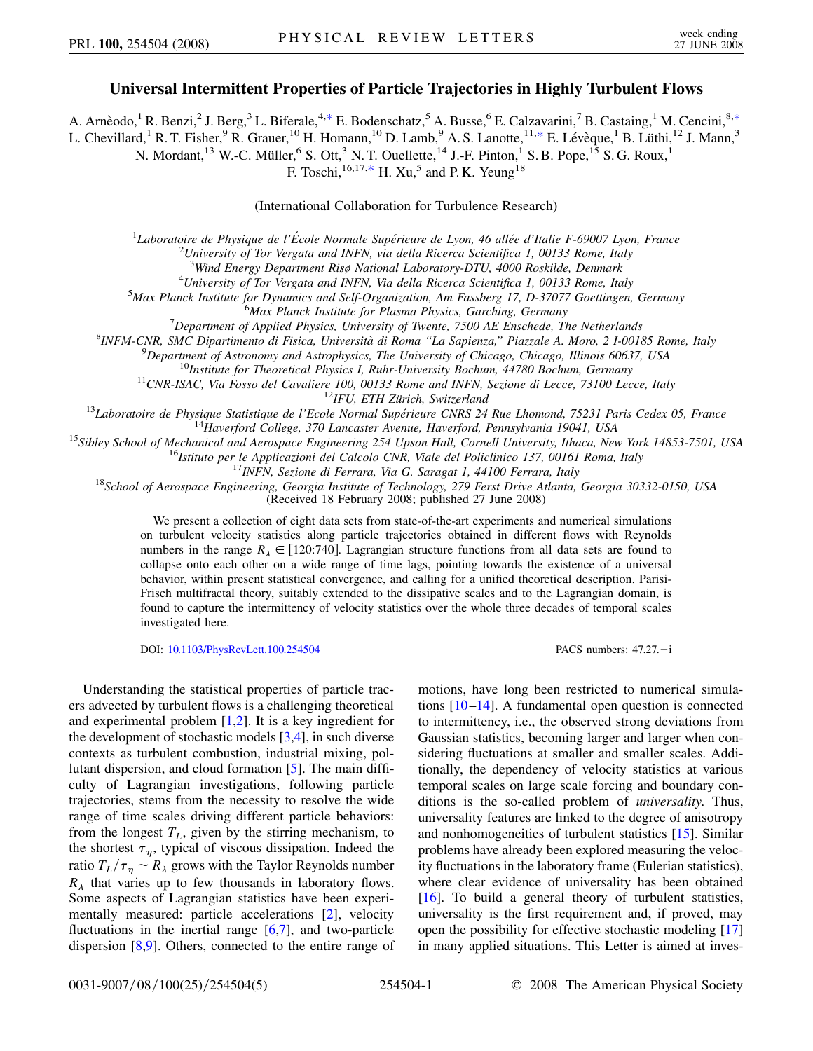# Universal Intermittent Properties of Particle Trajectories in Highly Turbulent Flows

A. Arnèodo,[1] R. Benzi,[2] J. Berg,[3] L. Biferale,[4,*] E. Bodenschatz,[5] A. Busse,[6] E. Calzavarini,[7] B. Castaing,[1] M. Cencini,[8,*] L. Chevillard,[1] R. T. Fisher,[9] R. Grauer,[10] H. Homann,[10] D. Lamb,[9] A. S. Lanotte,[11,*] E. Lévèque,[1] B. Lüthi,[12] J. Mann,[3] N. Mordant,[13] W.-C. Müller,[6] S. Ott,[3] N. T. Ouellette,[14] J.-F. Pinton,[1] S. B. Pope,[15] S. G. Roux,[1] F. Toschi,[16,17,*] H. Xu,[5] and P. K. Yeung[18]

(International Collaboration for Turbulence Research)

[1]Laboratoire de Physique de l'École Normale Supérieure de Lyon, 46 allée d'Italie F-69007 Lyon, France
[2]University of Tor Vergata and INFN, via della Ricerca Scientifica 1, 00133 Rome, Italy
[3]Wind Energy Department Risø National Laboratory-DTU, 4000 Roskilde, Denmark
[4]University of Tor Vergata and INFN, Via della Ricerca Scientifica 1, 00133 Rome, Italy
[5]Max Planck Institute for Dynamics and Self-Organization, Am Fassberg 17, D-37077 Goettingen, Germany
[6]Max Planck Institute for Plasma Physics, Garching, Germany
[7]Department of Applied Physics, University of Twente, 7500 AE Enschede, The Netherlands
[8]INFM-CNR, SMC Dipartimento di Fisica, Università di Roma "La Sapienza," Piazzale A. Moro, 2 I-00185 Rome, Italy
[9]Department of Astronomy and Astrophysics, The University of Chicago, Chicago, Illinois 60637, USA
[10]Institute for Theoretical Physics I, Ruhr-University Bochum, 44780 Bochum, Germany
[11]CNR-ISAC, Via Fosso del Cavaliere 100, 00133 Rome and INFN, Sezione di Lecce, 73100 Lecce, Italy
[12]IFU, ETH Zürich, Switzerland
[13]Laboratoire de Physique Statistique de l'Ecole Normal Supérieure CNRS 24 Rue Lhomond, 75231 Paris Cedex 05, France
[14]Haverford College, 370 Lancaster Avenue, Haverford, Pennsylvania 19041, USA
[15]Sibley School of Mechanical and Aerospace Engineering 254 Upson Hall, Cornell University, Ithaca, New York 14853-7501, USA
[16]Istituto per le Applicazioni del Calcolo CNR, Viale del Policlinico 137, 00161 Roma, Italy
[17]INFN, Sezione di Ferrara, Via G. Saragat 1, 44100 Ferrara, Italy
[18]School of Aerospace Engineering, Georgia Institute of Technology, 279 Ferst Drive Atlanta, Georgia 30332-0150, USA

(Received 18 February 2008; published 27 June 2008)

We present a collection of eight data sets from state-of-the-art experiments and numerical simulations on turbulent velocity statistics along particle trajectories obtained in different flows with Reynolds numbers in the range $R_\lambda \in [120:740]$. Lagrangian structure functions from all data sets are found to collapse onto each other on a wide range of time lags, pointing towards the existence of a universal behavior, within present statistical convergence, and calling for a unified theoretical description. Parisi-Frisch multifractal theory, suitably extended to the dissipative scales and to the Lagrangian domain, is found to capture the intermittency of velocity statistics over the whole three decades of temporal scales investigated here.

DOI: 10.1103/PhysRevLett.100.254504

PACS numbers: 47.27.−i

Understanding the statistical properties of particle tracers advected by turbulent flows is a challenging theoretical and experimental problem [1,2]. It is a key ingredient for the development of stochastic models [3,4], in such diverse contexts as turbulent combustion, industrial mixing, pollutant dispersion, and cloud formation [5]. The main difficulty of Lagrangian investigations, following particle trajectories, stems from the necessity to resolve the wide range of time scales driving different particle behaviors: from the longest $T_L$, given by the stirring mechanism, to the shortest $\tau_\eta$, typical of viscous dissipation. Indeed the ratio $T_L/\tau_\eta \sim R_\lambda$ grows with the Taylor Reynolds number $R_\lambda$ that varies up to few thousands in laboratory flows. Some aspects of Lagrangian statistics have been experimentally measured: particle accelerations [2], velocity fluctuations in the inertial range [6,7], and two-particle dispersion [8,9]. Others, connected to the entire range of motions, have long been restricted to numerical simulations [10–14]. A fundamental open question is connected to intermittency, i.e., the observed strong deviations from Gaussian statistics, becoming larger and larger when considering fluctuations at smaller and smaller scales. Additionally, the dependency of velocity statistics at various temporal scales on large scale forcing and boundary conditions is the so-called problem of *universality*. Thus, universality features are linked to the degree of anisotropy and nonhomogeneities of turbulent statistics [15]. Similar problems have already been explored measuring the velocity fluctuations in the laboratory frame (Eulerian statistics), where clear evidence of universality has been obtained [16]. To build a general theory of turbulent statistics, universality is the first requirement and, if proved, may open the possibility for effective stochastic modeling [17] in many applied situations. This Letter is aimed at inves-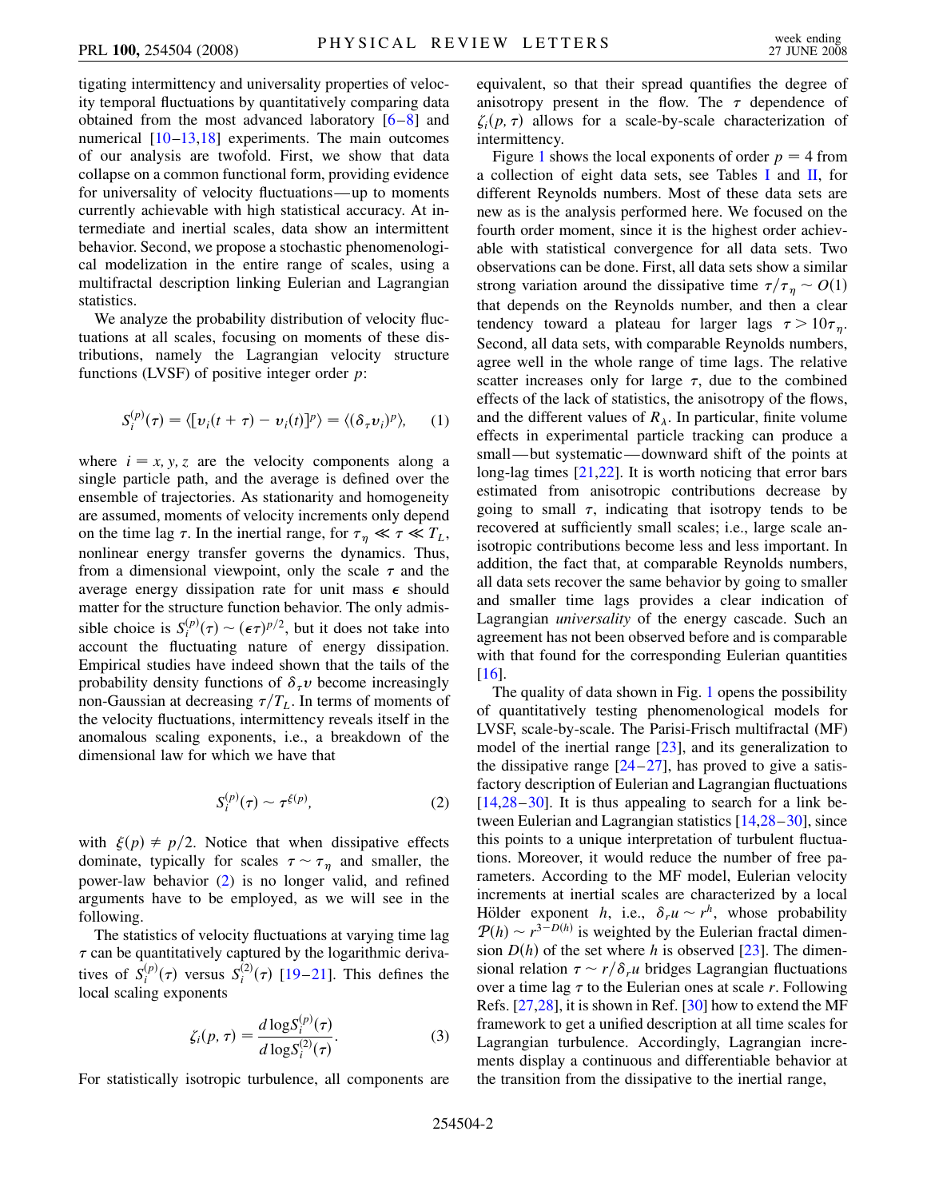tigating intermittency and universality properties of velocity temporal fluctuations by quantitatively comparing data obtained from the most advanced laboratory [6–8] and numerical [10–13,18] experiments. The main outcomes of our analysis are twofold. First, we show that data collapse on a common functional form, providing evidence for universality of velocity fluctuations—up to moments currently achievable with high statistical accuracy. At intermediate and inertial scales, data show an intermittent behavior. Second, we propose a stochastic phenomenological modelization in the entire range of scales, using a multifractal description linking Eulerian and Lagrangian statistics.

We analyze the probability distribution of velocity fluctuations at all scales, focusing on moments of these distributions, namely the Lagrangian velocity structure functions (LVSF) of positive integer order $p$:

$$S_i^{(p)}(\tau) = \langle [v_i(t+\tau) - v_i(t)]^p \rangle = \langle (\delta_\tau v_i)^p \rangle, \qquad (1)$$

where $i = x, y, z$ are the velocity components along a single particle path, and the average is defined over the ensemble of trajectories. As stationarity and homogeneity are assumed, moments of velocity increments only depend on the time lag $\tau$. In the inertial range, for $\tau_\eta \ll \tau \ll T_L$, nonlinear energy transfer governs the dynamics. Thus, from a dimensional viewpoint, only the scale $\tau$ and the average energy dissipation rate for unit mass $\epsilon$ should matter for the structure function behavior. The only admissible choice is $S_i^{(p)}(\tau) \sim (\epsilon\tau)^{p/2}$, but it does not take into account the fluctuating nature of energy dissipation. Empirical studies have indeed shown that the tails of the probability density functions of $\delta_\tau v$ become increasingly non-Gaussian at decreasing $\tau/T_L$. In terms of moments of the velocity fluctuations, intermittency reveals itself in the anomalous scaling exponents, i.e., a breakdown of the dimensional law for which we have that

$$S_i^{(p)}(\tau) \sim \tau^{\xi(p)}, \qquad (2)$$

with $\xi(p) \neq p/2$. Notice that when dissipative effects dominate, typically for scales $\tau \sim \tau_\eta$ and smaller, the power-law behavior (2) is no longer valid, and refined arguments have to be employed, as we will see in the following.

The statistics of velocity fluctuations at varying time lag $\tau$ can be quantitatively captured by the logarithmic derivatives of $S_i^{(p)}(\tau)$ versus $S_i^{(2)}(\tau)$ [19–21]. This defines the local scaling exponents

$$\zeta_i(p, \tau) = \frac{d \log S_i^{(p)}(\tau)}{d \log S_i^{(2)}(\tau)}. \qquad (3)$$

For statistically isotropic turbulence, all components are equivalent, so that their spread quantifies the degree of anisotropy present in the flow. The $\tau$ dependence of $\zeta_i(p, \tau)$ allows for a scale-by-scale characterization of intermittency.

Figure 1 shows the local exponents of order $p = 4$ from a collection of eight data sets, see Tables I and II, for different Reynolds numbers. Most of these data sets are new as is the analysis performed here. We focused on the fourth order moment, since it is the highest order achievable with statistical convergence for all data sets. Two observations can be done. First, all data sets show a similar strong variation around the dissipative time $\tau/\tau_\eta \sim O(1)$ that depends on the Reynolds number, and then a clear tendency toward a plateau for larger lags $\tau > 10\tau_\eta$. Second, all data sets, with comparable Reynolds numbers, agree well in the whole range of time lags. The relative scatter increases only for large $\tau$, due to the combined effects of the lack of statistics, the anisotropy of the flows, and the different values of $R_\lambda$. In particular, finite volume effects in experimental particle tracking can produce a small—but systematic—downward shift of the points at long-lag times [21,22]. It is worth noticing that error bars estimated from anisotropic contributions decrease by going to small $\tau$, indicating that isotropy tends to be recovered at sufficiently small scales; i.e., large scale anisotropic contributions become less and less important. In addition, the fact that, at comparable Reynolds numbers, all data sets recover the same behavior by going to smaller and smaller time lags provides a clear indication of Lagrangian *universality* of the energy cascade. Such an agreement has not been observed before and is comparable with that found for the corresponding Eulerian quantities [16].

The quality of data shown in Fig. 1 opens the possibility of quantitatively testing phenomenological models for LVSF, scale-by-scale. The Parisi-Frisch multifractal (MF) model of the inertial range [23], and its generalization to the dissipative range [24–27], has proved to give a satisfactory description of Eulerian and Lagrangian fluctuations [14,28–30]. It is thus appealing to search for a link between Eulerian and Lagrangian statistics [14,28–30], since this points to a unique interpretation of turbulent fluctuations. Moreover, it would reduce the number of free parameters. According to the MF model, Eulerian velocity increments at inertial scales are characterized by a local Hölder exponent $h$, i.e., $\delta_r u \sim r^h$, whose probability $\mathcal{P}(h) \sim r^{3-D(h)}$ is weighted by the Eulerian fractal dimension $D(h)$ of the set where $h$ is observed [23]. The dimensional relation $\tau \sim r/\delta_r u$ bridges Lagrangian fluctuations over a time lag $\tau$ to the Eulerian ones at scale $r$. Following Refs. [27,28], it is shown in Ref. [30] how to extend the MF framework to get a unified description at all time scales for Lagrangian turbulence. Accordingly, Lagrangian increments display a continuous and differentiable behavior at the transition from the dissipative to the inertial range,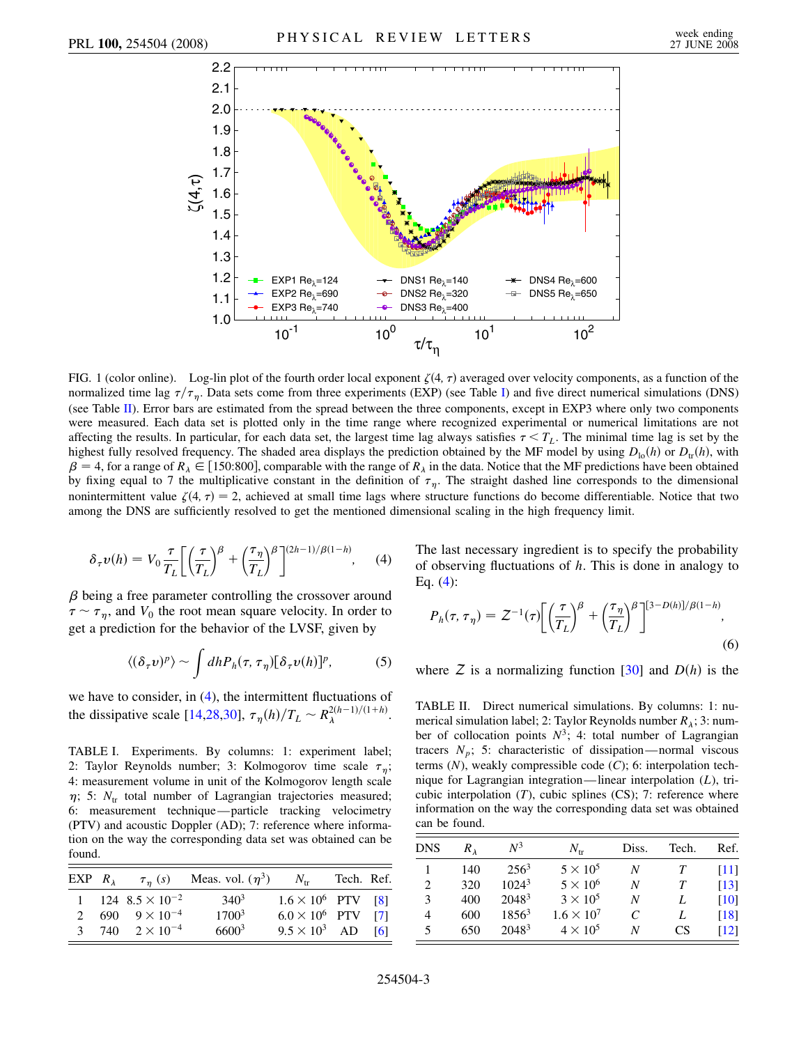FIG. 1 (color online). Log-lin plot of the fourth order local exponent $\zeta(4, \tau)$ averaged over velocity components, as a function of the normalized time lag $\tau/\tau_\eta$. Data sets come from three experiments (EXP) (see Table I) and five direct numerical simulations (DNS) (see Table II). Error bars are estimated from the spread between the three components, except in EXP3 where only two components were measured. Each data set is plotted only in the time range where recognized experimental or numerical limitations are not affecting the results. In particular, for each data set, the largest time lag always satisfies $\tau < T_L$. The minimal time lag is set by the highest fully resolved frequency. The shaded area displays the prediction obtained by the MF model by using $D_{lo}(h)$ or $D_{tr}(h)$, with $\beta = 4$, for a range of $R_\lambda \in [150{:}800]$, comparable with the range of $R_\lambda$ in the data. Notice that the MF predictions have been obtained by fixing equal to 7 the multiplicative constant in the definition of $\tau_\eta$. The straight dashed line corresponds to the dimensional nonintermittent value $\zeta(4, \tau) = 2$, achieved at small time lags where structure functions do become differentiable. Notice that two among the DNS are sufficiently resolved to get the mentioned dimensional scaling in the high frequency limit.

$$\delta_\tau v(h) = V_0 \frac{\tau}{T_L}\left[\left(\frac{\tau}{T_L}\right)^\beta + \left(\frac{\tau_\eta}{T_L}\right)^\beta\right]^{(2h-1)/\beta(1-h)}, \quad (4)$$

$\beta$ being a free parameter controlling the crossover around $\tau \sim \tau_\eta$, and $V_0$ the root mean square velocity. In order to get a prediction for the behavior of the LVSF, given by

$$\langle(\delta_\tau v)^p\rangle \sim \int dh P_h(\tau, \tau_\eta)[\delta_\tau v(h)]^p, \quad (5)$$

we have to consider, in (4), the intermittent fluctuations of the dissipative scale [14,28,30], $\tau_\eta(h)/T_L \sim R_\lambda^{2(h-1)/(1+h)}$. The last necessary ingredient is to specify the probability of observing fluctuations of $h$. This is done in analogy to Eq. (4):

$$P_h(\tau, \tau_\eta) = \mathcal{Z}^{-1}(\tau)\left[\left(\frac{\tau}{T_L}\right)^\beta + \left(\frac{\tau_\eta}{T_L}\right)^\beta\right]^{[3-D(h)]/\beta(1-h)}, \quad (6)$$

where $\mathcal{Z}$ is a normalizing function [30] and $D(h)$ is the

TABLE I. Experiments. By columns: 1: experiment label; 2: Taylor Reynolds number; 3: Kolmogorov time scale $\tau_\eta$; 4: measurement volume in unit of the Kolmogorov length scale $\eta$; 5: $N_{tr}$ total number of Lagrangian trajectories measured; 6: measurement technique—particle tracking velocimetry (PTV) and acoustic Doppler (AD); 7: reference where information on the way the corresponding data set was obtained can be found.

| EXP | $R_\lambda$ | $\tau_\eta$ (s) | Meas. vol. ($\eta^3$) | $N_{tr}$ | Tech. | Ref. |
|---|---|---|---|---|---|---|
| 1 | 124 | $8.5 \times 10^{-2}$ | $340^3$ | $1.6 \times 10^6$ | PTV | [8] |
| 2 | 690 | $9 \times 10^{-4}$ | $1700^3$ | $6.0 \times 10^6$ | PTV | [7] |
| 3 | 740 | $2 \times 10^{-4}$ | $6600^3$ | $9.5 \times 10^3$ | AD | [6] |

TABLE II. Direct numerical simulations. By columns: 1: numerical simulation label; 2: Taylor Reynolds number $R_\lambda$; 3: number of collocation points $N^3$; 4: total number of Lagrangian tracers $N_p$; 5: characteristic of dissipation—normal viscous terms ($N$), weakly compressible code ($C$); 6: interpolation technique for Lagrangian integration—linear interpolation ($L$), tricubic interpolation ($T$), cubic splines (CS); 7: reference where information on the way the corresponding data set was obtained can be found.

| DNS | $R_\lambda$ | $N^3$ | $N_{tr}$ | Diss. | Tech. | Ref. |
|---|---|---|---|---|---|---|
| 1 | 140 | $256^3$ | $5 \times 10^5$ | $N$ | $T$ | [11] |
| 2 | 320 | $1024^3$ | $5 \times 10^6$ | $N$ | $T$ | [13] |
| 3 | 400 | $2048^3$ | $3 \times 10^5$ | $N$ | $L$ | [10] |
| 4 | 600 | $1856^3$ | $1.6 \times 10^7$ | $C$ | $L$ | [18] |
| 5 | 650 | $2048^3$ | $4 \times 10^5$ | $N$ | CS | [12] |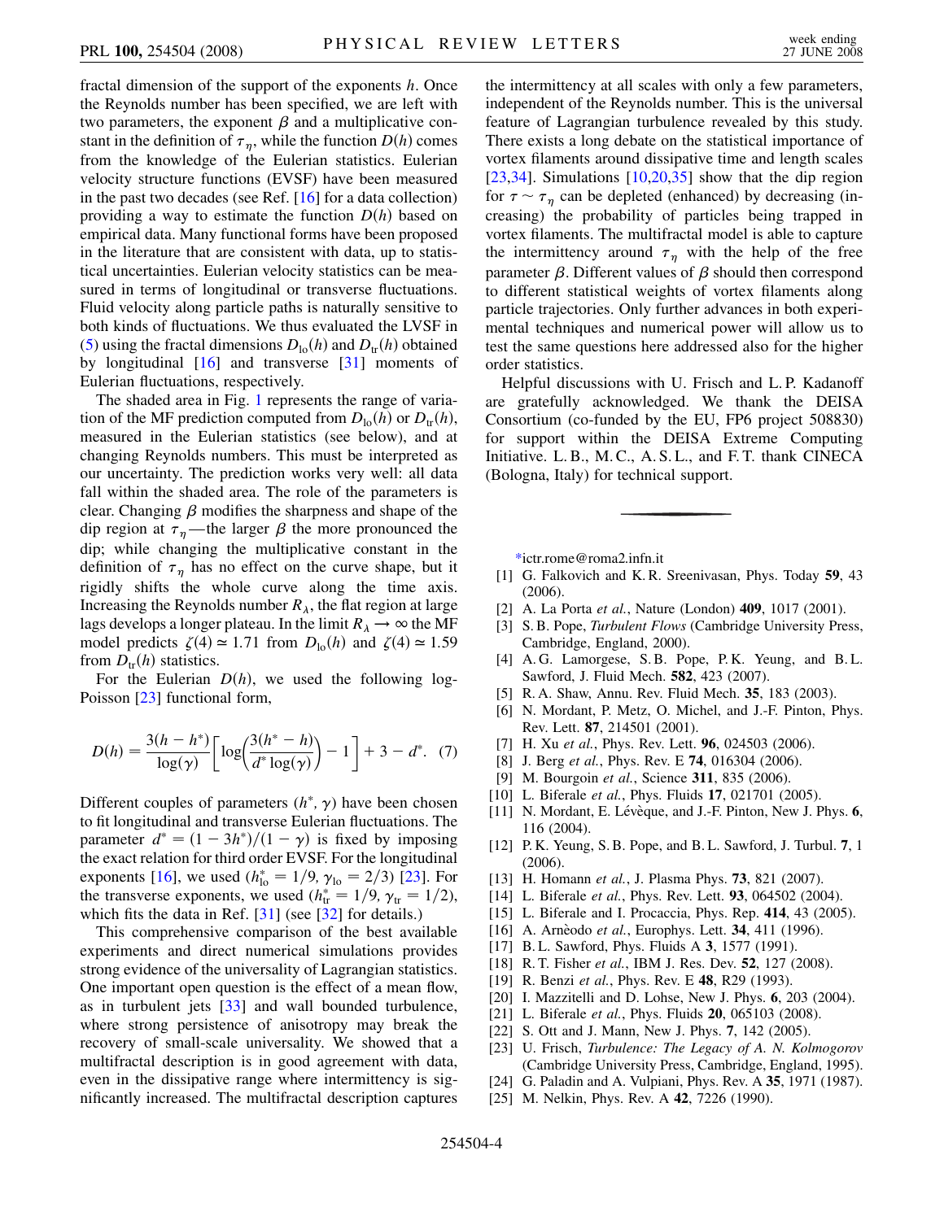fractal dimension of the support of the exponents $h$. Once the Reynolds number has been specified, we are left with two parameters, the exponent $\beta$ and a multiplicative constant in the definition of $\tau_\eta$, while the function $D(h)$ comes from the knowledge of the Eulerian statistics. Eulerian velocity structure functions (EVSF) have been measured in the past two decades (see Ref. [16] for a data collection) providing a way to estimate the function $D(h)$ based on empirical data. Many functional forms have been proposed in the literature that are consistent with data, up to statistical uncertainties. Eulerian velocity statistics can be measured in terms of longitudinal or transverse fluctuations. Fluid velocity along particle paths is naturally sensitive to both kinds of fluctuations. We thus evaluated the LVSF in (5) using the fractal dimensions $D_{\mathrm{lo}}(h)$ and $D_{\mathrm{tr}}(h)$ obtained by longitudinal [16] and transverse [31] moments of Eulerian fluctuations, respectively.

The shaded area in Fig. 1 represents the range of variation of the MF prediction computed from $D_{\mathrm{lo}}(h)$ or $D_{\mathrm{tr}}(h)$, measured in the Eulerian statistics (see below), and at changing Reynolds numbers. This must be interpreted as our uncertainty. The prediction works very well: all data fall within the shaded area. The role of the parameters is clear. Changing $\beta$ modifies the sharpness and shape of the dip region at $\tau_\eta$—the larger $\beta$ the more pronounced the dip; while changing the multiplicative constant in the definition of $\tau_\eta$ has no effect on the curve shape, but it rigidly shifts the whole curve along the time axis. Increasing the Reynolds number $R_\lambda$, the flat region at large lags develops a longer plateau. In the limit $R_\lambda \to \infty$ the MF model predicts $\zeta(4) \simeq 1.71$ from $D_{\mathrm{lo}}(h)$ and $\zeta(4) \simeq 1.59$ from $D_{\mathrm{tr}}(h)$ statistics.

For the Eulerian $D(h)$, we used the following log-Poisson [23] functional form,

$$D(h) = \frac{3(h-h^*)}{\log(\gamma)}\left[\log\left(\frac{3(h^*-h)}{d^*\log(\gamma)}\right) - 1\right] + 3 - d^*. \quad (7)$$

Different couples of parameters $(h^*, \gamma)$ have been chosen to fit longitudinal and transverse Eulerian fluctuations. The parameter $d^* = (1-3h^*)/(1-\gamma)$ is fixed by imposing the exact relation for third order EVSF. For the longitudinal exponents [16], we used $(h^*_{\mathrm{lo}} = 1/9, \gamma_{\mathrm{lo}} = 2/3)$ [23]. For the transverse exponents, we used $(h^*_{\mathrm{tr}} = 1/9, \gamma_{\mathrm{tr}} = 1/2)$, which fits the data in Ref. [31] (see [32] for details.)

This comprehensive comparison of the best available experiments and direct numerical simulations provides strong evidence of the universality of Lagrangian statistics. One important open question is the effect of a mean flow, as in turbulent jets [33] and wall bounded turbulence, where strong persistence of anisotropy may break the recovery of small-scale universality. We showed that a multifractal description is in good agreement with data, even in the dissipative range where intermittency is significantly increased. The multifractal description captures the intermittency at all scales with only a few parameters, independent of the Reynolds number. This is the universal feature of Lagrangian turbulence revealed by this study. There exists a long debate on the statistical importance of vortex filaments around dissipative time and length scales [23,34]. Simulations [10,20,35] show that the dip region for $\tau \sim \tau_\eta$ can be depleted (enhanced) by decreasing (increasing) the probability of particles being trapped in vortex filaments. The multifractal model is able to capture the intermittency around $\tau_\eta$ with the help of the free parameter $\beta$. Different values of $\beta$ should then correspond to different statistical weights of vortex filaments along particle trajectories. Only further advances in both experimental techniques and numerical power will allow us to test the same questions here addressed also for the higher order statistics.

Helpful discussions with U. Frisch and L. P. Kadanoff are gratefully acknowledged. We thank the DEISA Consortium (co-funded by the EU, FP6 project 508830) for support within the DEISA Extreme Computing Initiative. L. B., M. C., A. S. L., and F. T. thank CINECA (Bologna, Italy) for technical support.

---

*ictr.rome@roma2.infn.it

[1] G. Falkovich and K. R. Sreenivasan, Phys. Today **59**, 43 (2006).
[2] A. La Porta *et al.*, Nature (London) **409**, 1017 (2001).
[3] S. B. Pope, *Turbulent Flows* (Cambridge University Press, Cambridge, England, 2000).
[4] A. G. Lamorgese, S. B. Pope, P. K. Yeung, and B. L. Sawford, J. Fluid Mech. **582**, 423 (2007).
[5] R. A. Shaw, Annu. Rev. Fluid Mech. **35**, 183 (2003).
[6] N. Mordant, P. Metz, O. Michel, and J.-F. Pinton, Phys. Rev. Lett. **87**, 214501 (2001).
[7] H. Xu *et al.*, Phys. Rev. Lett. **96**, 024503 (2006).
[8] J. Berg *et al.*, Phys. Rev. E **74**, 016304 (2006).
[9] M. Bourgoin *et al.*, Science **311**, 835 (2006).
[10] L. Biferale *et al.*, Phys. Fluids **17**, 021701 (2005).
[11] N. Mordant, E. Lévêque, and J.-F. Pinton, New J. Phys. **6**, 116 (2004).
[12] P. K. Yeung, S. B. Pope, and B. L. Sawford, J. Turbul. **7**, 1 (2006).
[13] H. Homann *et al.*, J. Plasma Phys. **73**, 821 (2007).
[14] L. Biferale *et al.*, Phys. Rev. Lett. **93**, 064502 (2004).
[15] L. Biferale and I. Procaccia, Phys. Rep. **414**, 43 (2005).
[16] A. Arnèodo *et al.*, Europhys. Lett. **34**, 411 (1996).
[17] B. L. Sawford, Phys. Fluids A **3**, 1577 (1991).
[18] R. T. Fisher *et al.*, IBM J. Res. Dev. **52**, 127 (2008).
[19] R. Benzi *et al.*, Phys. Rev. E **48**, R29 (1993).
[20] I. Mazzitelli and D. Lohse, New J. Phys. **6**, 203 (2004).
[21] L. Biferale *et al.*, Phys. Fluids **20**, 065103 (2008).
[22] S. Ott and J. Mann, New J. Phys. **7**, 142 (2005).
[23] U. Frisch, *Turbulence: The Legacy of A. N. Kolmogorov* (Cambridge University Press, Cambridge, England, 1995).
[24] G. Paladin and A. Vulpiani, Phys. Rev. A **35**, 1971 (1987).
[25] M. Nelkin, Phys. Rev. A **42**, 7226 (1990).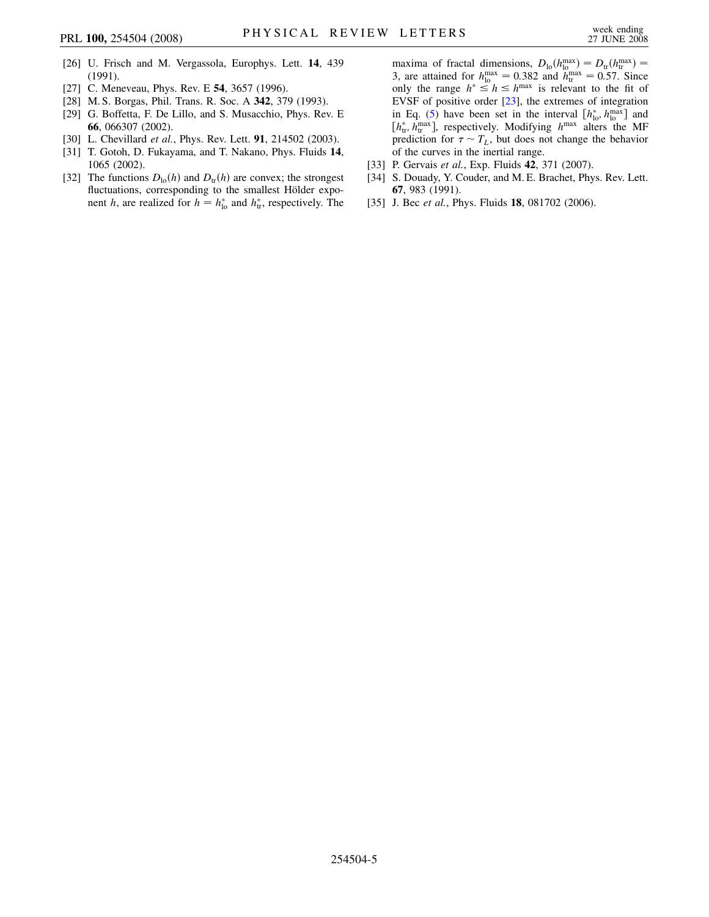[26] U. Frisch and M. Vergassola, Europhys. Lett. **14**, 439 (1991).

[27] C. Meneveau, Phys. Rev. E **54**, 3657 (1996).

[28] M. S. Borgas, Phil. Trans. R. Soc. A **342**, 379 (1993).

[29] G. Boffetta, F. De Lillo, and S. Musacchio, Phys. Rev. E **66**, 066307 (2002).

[30] L. Chevillard *et al.*, Phys. Rev. Lett. **91**, 214502 (2003).

[31] T. Gotoh, D. Fukayama, and T. Nakano, Phys. Fluids **14**, 1065 (2002).

[32] The functions $D_{\mathrm{lo}}(h)$ and $D_{\mathrm{tr}}(h)$ are convex; the strongest fluctuations, corresponding to the smallest Hölder exponent $h$, are realized for $h = h^*_{\mathrm{lo}}$ and $h^*_{\mathrm{tr}}$, respectively. The maxima of fractal dimensions, $D_{\mathrm{lo}}(h^{\max}_{\mathrm{lo}}) = D_{\mathrm{tr}}(h^{\max}_{\mathrm{tr}}) = 3$, are attained for $h^{\max}_{\mathrm{lo}} = 0.382$ and $h^{\max}_{\mathrm{tr}} = 0.57$. Since only the range $h^* \le h \le h^{\max}$ is relevant to the fit of EVSF of positive order [23], the extremes of integration in Eq. (5) have been set in the interval $[h^*_{\mathrm{lo}}, h^{\max}_{\mathrm{lo}}]$ and $[h^*_{\mathrm{tr}}, h^{\max}_{\mathrm{tr}}]$, respectively. Modifying $h^{\max}$ alters the MF prediction for $\tau \sim T_L$, but does not change the behavior of the curves in the inertial range.

[33] P. Gervais *et al.*, Exp. Fluids **42**, 371 (2007).

[34] S. Douady, Y. Couder, and M. E. Brachet, Phys. Rev. Lett. **67**, 983 (1991).

[35] J. Bec *et al.*, Phys. Fluids **18**, 081702 (2006).